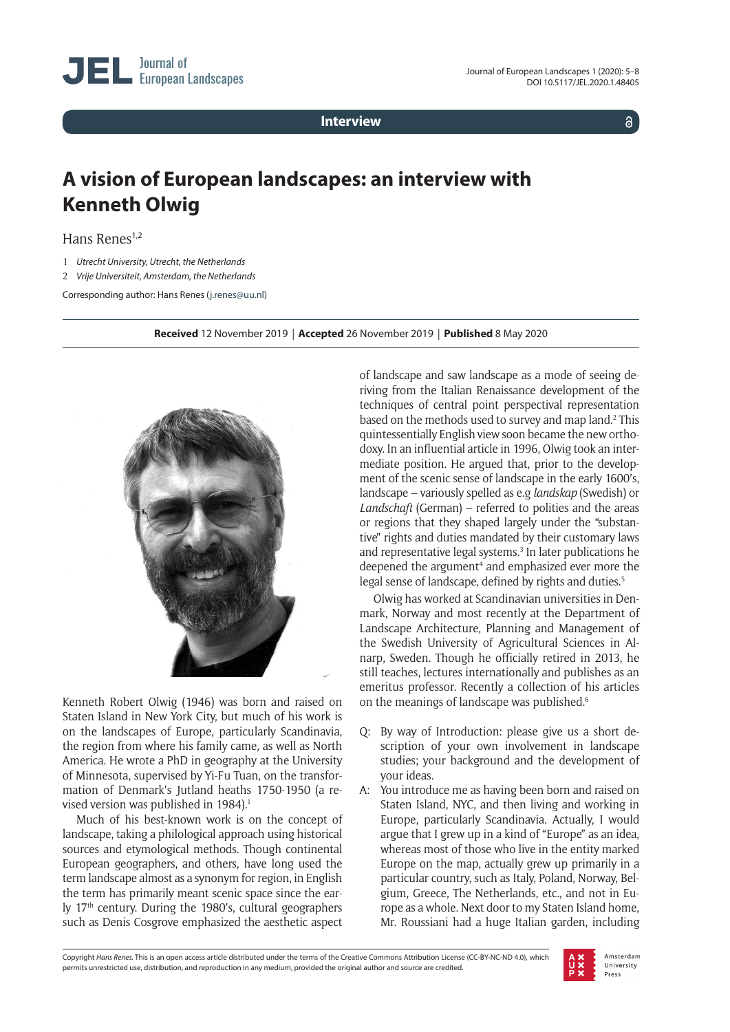Interview

# A vision of European landscapes: an interview with Kenneth Olwig

Hans Renes[1,2]

1 *Utrecht University, Utrecht, the Netherlands*

2 *Vrije Universiteit, Amsterdam, the Netherlands*

Corresponding author: Hans Renes (j.renes@uu.nl)

**Received** 12 November 2019 | **Accepted** 26 November 2019 | **Published** 8 May 2020

Kenneth Robert Olwig (1946) was born and raised on Staten Island in New York City, but much of his work is on the landscapes of Europe, particularly Scandinavia, the region from where his family came, as well as North America. He wrote a PhD in geography at the University of Minnesota, supervised by Yi-Fu Tuan, on the transformation of Denmark's Jutland heaths 1750-1950 (a revised version was published in 1984).[1]

Much of his best-known work is on the concept of landscape, taking a philological approach using historical sources and etymological methods. Though continental European geographers, and others, have long used the term landscape almost as a synonym for region, in English the term has primarily meant scenic space since the early 17th century. During the 1980's, cultural geographers such as Denis Cosgrove emphasized the aesthetic aspect of landscape and saw landscape as a mode of seeing deriving from the Italian Renaissance development of the techniques of central point perspectival representation based on the methods used to survey and map land.[2] This quintessentially English view soon became the new orthodoxy. In an influential article in 1996, Olwig took an intermediate position. He argued that, prior to the development of the scenic sense of landscape in the early 1600's, landscape – variously spelled as e.g *landskap* (Swedish) or *Landschaft* (German) – referred to polities and the areas or regions that they shaped largely under the "substantive" rights and duties mandated by their customary laws and representative legal systems.[3] In later publications he deepened the argument[4] and emphasized ever more the legal sense of landscape, defined by rights and duties.[5]

Olwig has worked at Scandinavian universities in Denmark, Norway and most recently at the Department of Landscape Architecture, Planning and Management of the Swedish University of Agricultural Sciences in Alnarp, Sweden. Though he officially retired in 2013, he still teaches, lectures internationally and publishes as an emeritus professor. Recently a collection of his articles on the meanings of landscape was published.[6]

Q: By way of Introduction: please give us a short description of your own involvement in landscape studies; your background and the development of your ideas.

A: You introduce me as having been born and raised on Staten Island, NYC, and then living and working in Europe, particularly Scandinavia. Actually, I would argue that I grew up in a kind of "Europe" as an idea, whereas most of those who live in the entity marked Europe on the map, actually grew up primarily in a particular country, such as Italy, Poland, Norway, Belgium, Greece, The Netherlands, etc., and not in Europe as a whole. Next door to my Staten Island home, Mr. Roussiani had a huge Italian garden, including

Copyright *Hans Renes*. This is an open access article distributed under the terms of the Creative Commons Attribution License (CC-BY-NC-ND 4.0), which permits unrestricted use, distribution, and reproduction in any medium, provided the original author and source are credited.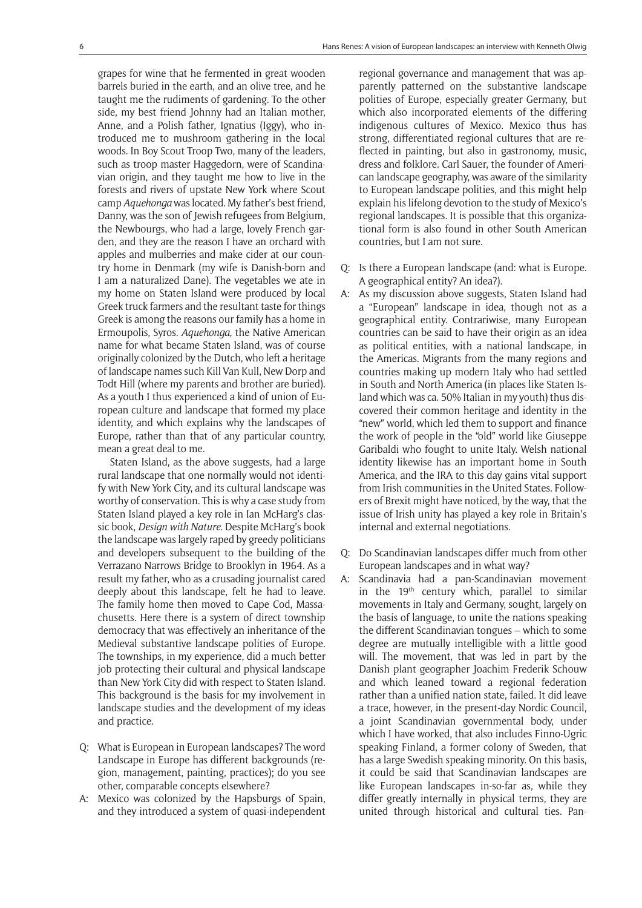grapes for wine that he fermented in great wooden barrels buried in the earth, and an olive tree, and he taught me the rudiments of gardening. To the other side, my best friend Johnny had an Italian mother, Anne, and a Polish father, Ignatius (Iggy), who introduced me to mushroom gathering in the local woods. In Boy Scout Troop Two, many of the leaders, such as troop master Haggedorn, were of Scandinavian origin, and they taught me how to live in the forests and rivers of upstate New York where Scout camp *Aquehonga* was located. My father's best friend, Danny, was the son of Jewish refugees from Belgium, the Newbourgs, who had a large, lovely French garden, and they are the reason I have an orchard with apples and mulberries and make cider at our country home in Denmark (my wife is Danish-born and I am a naturalized Dane). The vegetables we ate in my home on Staten Island were produced by local Greek truck farmers and the resultant taste for things Greek is among the reasons our family has a home in Ermoupolis, Syros. *Aquehonga*, the Native American name for what became Staten Island, was of course originally colonized by the Dutch, who left a heritage of landscape names such Kill Van Kull, New Dorp and Todt Hill (where my parents and brother are buried). As a youth I thus experienced a kind of union of European culture and landscape that formed my place identity, and which explains why the landscapes of Europe, rather than that of any particular country, mean a great deal to me.

Staten Island, as the above suggests, had a large rural landscape that one normally would not identify with New York City, and its cultural landscape was worthy of conservation. This is why a case study from Staten Island played a key role in Ian McHarg's classic book, *Design with Nature*. Despite McHarg's book the landscape was largely raped by greedy politicians and developers subsequent to the building of the Verrazano Narrows Bridge to Brooklyn in 1964. As a result my father, who as a crusading journalist cared deeply about this landscape, felt he had to leave. The family home then moved to Cape Cod, Massachusetts. Here there is a system of direct township democracy that was effectively an inheritance of the Medieval substantive landscape polities of Europe. The townships, in my experience, did a much better job protecting their cultural and physical landscape than New York City did with respect to Staten Island. This background is the basis for my involvement in landscape studies and the development of my ideas and practice.

Q: What is European in European landscapes? The word Landscape in Europe has different backgrounds (region, management, painting, practices); do you see other, comparable concepts elsewhere?

A: Mexico was colonized by the Hapsburgs of Spain, and they introduced a system of quasi-independent regional governance and management that was apparently patterned on the substantive landscape polities of Europe, especially greater Germany, but which also incorporated elements of the differing indigenous cultures of Mexico. Mexico thus has strong, differentiated regional cultures that are reflected in painting, but also in gastronomy, music, dress and folklore. Carl Sauer, the founder of American landscape geography, was aware of the similarity to European landscape polities, and this might help explain his lifelong devotion to the study of Mexico's regional landscapes. It is possible that this organizational form is also found in other South American countries, but I am not sure.

Q: Is there a European landscape (and: what is Europe. A geographical entity? An idea?).

A: As my discussion above suggests, Staten Island had a "European" landscape in idea, though not as a geographical entity. Contrariwise, many European countries can be said to have their origin as an idea as political entities, with a national landscape, in the Americas. Migrants from the many regions and countries making up modern Italy who had settled in South and North America (in places like Staten Island which was ca. 50% Italian in my youth) thus discovered their common heritage and identity in the "new" world, which led them to support and finance the work of people in the "old" world like Giuseppe Garibaldi who fought to unite Italy. Welsh national identity likewise has an important home in South America, and the IRA to this day gains vital support from Irish communities in the United States. Followers of Brexit might have noticed, by the way, that the issue of Irish unity has played a key role in Britain's internal and external negotiations.

Q: Do Scandinavian landscapes differ much from other European landscapes and in what way?

A: Scandinavia had a pan-Scandinavian movement in the 19th century which, parallel to similar movements in Italy and Germany, sought, largely on the basis of language, to unite the nations speaking the different Scandinavian tongues – which to some degree are mutually intelligible with a little good will. The movement, that was led in part by the Danish plant geographer Joachim Frederik Schouw and which leaned toward a regional federation rather than a unified nation state, failed. It did leave a trace, however, in the present-day Nordic Council, a joint Scandinavian governmental body, under which I have worked, that also includes Finno-Ugric speaking Finland, a former colony of Sweden, that has a large Swedish speaking minority. On this basis, it could be said that Scandinavian landscapes are like European landscapes in-so-far as, while they differ greatly internally in physical terms, they are united through historical and cultural ties. Pan-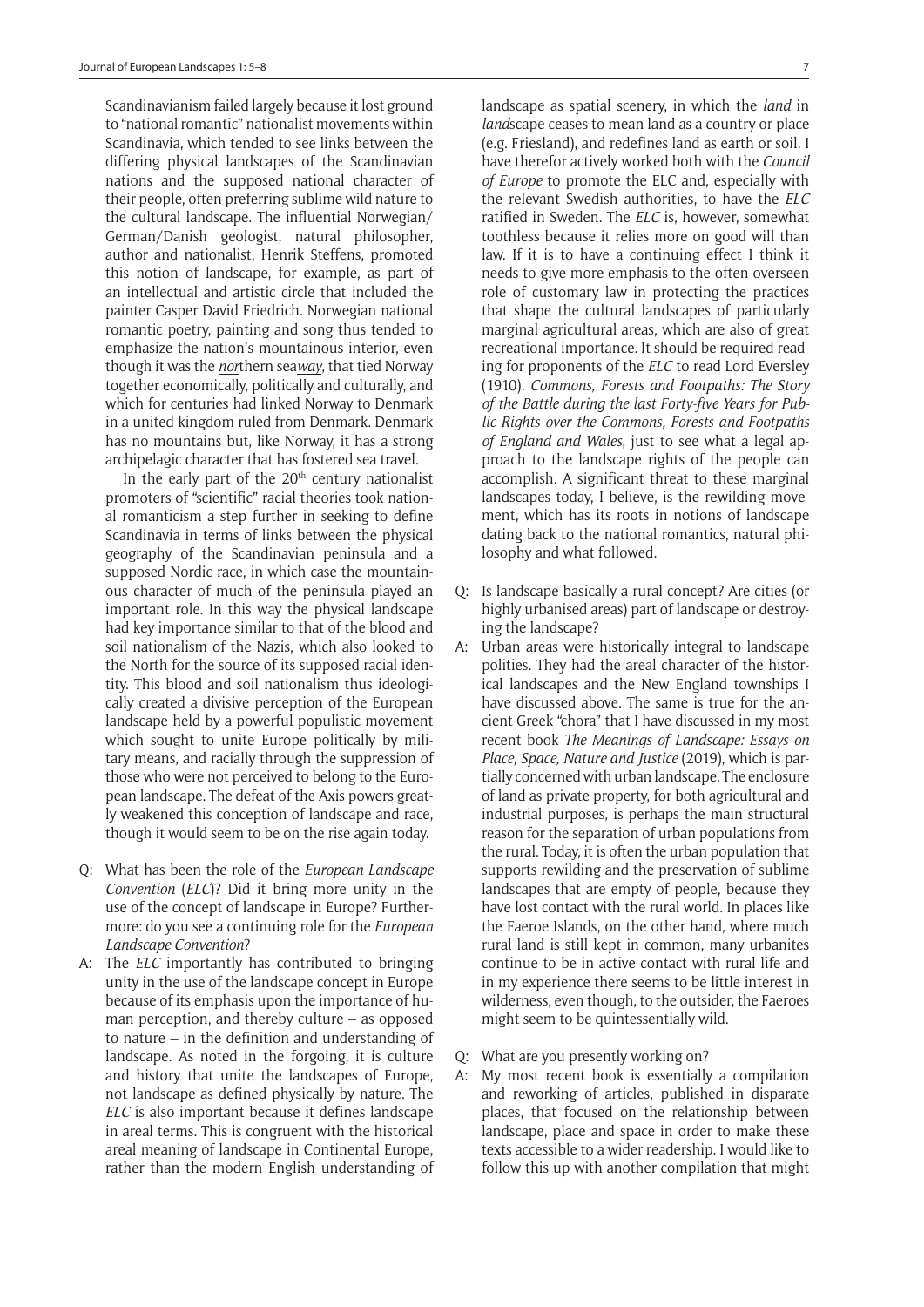Scandinavianism failed largely because it lost ground to "national romantic" nationalist movements within Scandinavia, which tended to see links between the differing physical landscapes of the Scandinavian nations and the supposed national character of their people, often preferring sublime wild nature to the cultural landscape. The influential Norwegian/German/Danish geologist, natural philosopher, author and nationalist, Henrik Steffens, promoted this notion of landscape, for example, as part of an intellectual and artistic circle that included the painter Casper David Friedrich. Norwegian national romantic poetry, painting and song thus tended to emphasize the nation's mountainous interior, even though it was the *nor*thern sea*way*, that tied Norway together economically, politically and culturally, and which for centuries had linked Norway to Denmark in a united kingdom ruled from Denmark. Denmark has no mountains but, like Norway, it has a strong archipelagic character that has fostered sea travel.

In the early part of the 20th century nationalist promoters of "scientific" racial theories took national romanticism a step further in seeking to define Scandinavia in terms of links between the physical geography of the Scandinavian peninsula and a supposed Nordic race, in which case the mountainous character of much of the peninsula played an important role. In this way the physical landscape had key importance similar to that of the blood and soil nationalism of the Nazis, which also looked to the North for the source of its supposed racial identity. This blood and soil nationalism thus ideologically created a divisive perception of the European landscape held by a powerful populistic movement which sought to unite Europe politically by military means, and racially through the suppression of those who were not perceived to belong to the European landscape. The defeat of the Axis powers greatly weakened this conception of landscape and race, though it would seem to be on the rise again today.

Q: What has been the role of the *European Landscape Convention* (*ELC*)? Did it bring more unity in the use of the concept of landscape in Europe? Furthermore: do you see a continuing role for the *European Landscape Convention*?

A: The *ELC* importantly has contributed to bringing unity in the use of the landscape concept in Europe because of its emphasis upon the importance of human perception, and thereby culture – as opposed to nature – in the definition and understanding of landscape. As noted in the forgoing, it is culture and history that unite the landscapes of Europe, not landscape as defined physically by nature. The *ELC* is also important because it defines landscape in areal terms. This is congruent with the historical areal meaning of landscape in Continental Europe, rather than the modern English understanding of landscape as spatial scenery, in which the *land* in *land*scape ceases to mean land as a country or place (e.g. Friesland), and redefines land as earth or soil. I have therefor actively worked both with the *Council of Europe* to promote the ELC and, especially with the relevant Swedish authorities, to have the *ELC* ratified in Sweden. The *ELC* is, however, somewhat toothless because it relies more on good will than law. If it is to have a continuing effect I think it needs to give more emphasis to the often overseen role of customary law in protecting the practices that shape the cultural landscapes of particularly marginal agricultural areas, which are also of great recreational importance. It should be required reading for proponents of the *ELC* to read Lord Eversley (1910). *Commons, Forests and Footpaths: The Story of the Battle during the last Forty-five Years for Public Rights over the Commons, Forests and Footpaths of England and Wales*, just to see what a legal approach to the landscape rights of the people can accomplish. A significant threat to these marginal landscapes today, I believe, is the rewilding movement, which has its roots in notions of landscape dating back to the national romantics, natural philosophy and what followed.

Q: Is landscape basically a rural concept? Are cities (or highly urbanised areas) part of landscape or destroying the landscape?

A: Urban areas were historically integral to landscape polities. They had the areal character of the historical landscapes and the New England townships I have discussed above. The same is true for the ancient Greek "chora" that I have discussed in my most recent book *The Meanings of Landscape: Essays on Place, Space, Nature and Justice* (2019), which is partially concerned with urban landscape. The enclosure of land as private property, for both agricultural and industrial purposes, is perhaps the main structural reason for the separation of urban populations from the rural. Today, it is often the urban population that supports rewilding and the preservation of sublime landscapes that are empty of people, because they have lost contact with the rural world. In places like the Faeroe Islands, on the other hand, where much rural land is still kept in common, many urbanites continue to be in active contact with rural life and in my experience there seems to be little interest in wilderness, even though, to the outsider, the Faeroes might seem to be quintessentially wild.

Q: What are you presently working on?

A: My most recent book is essentially a compilation and reworking of articles, published in disparate places, that focused on the relationship between landscape, place and space in order to make these texts accessible to a wider readership. I would like to follow this up with another compilation that might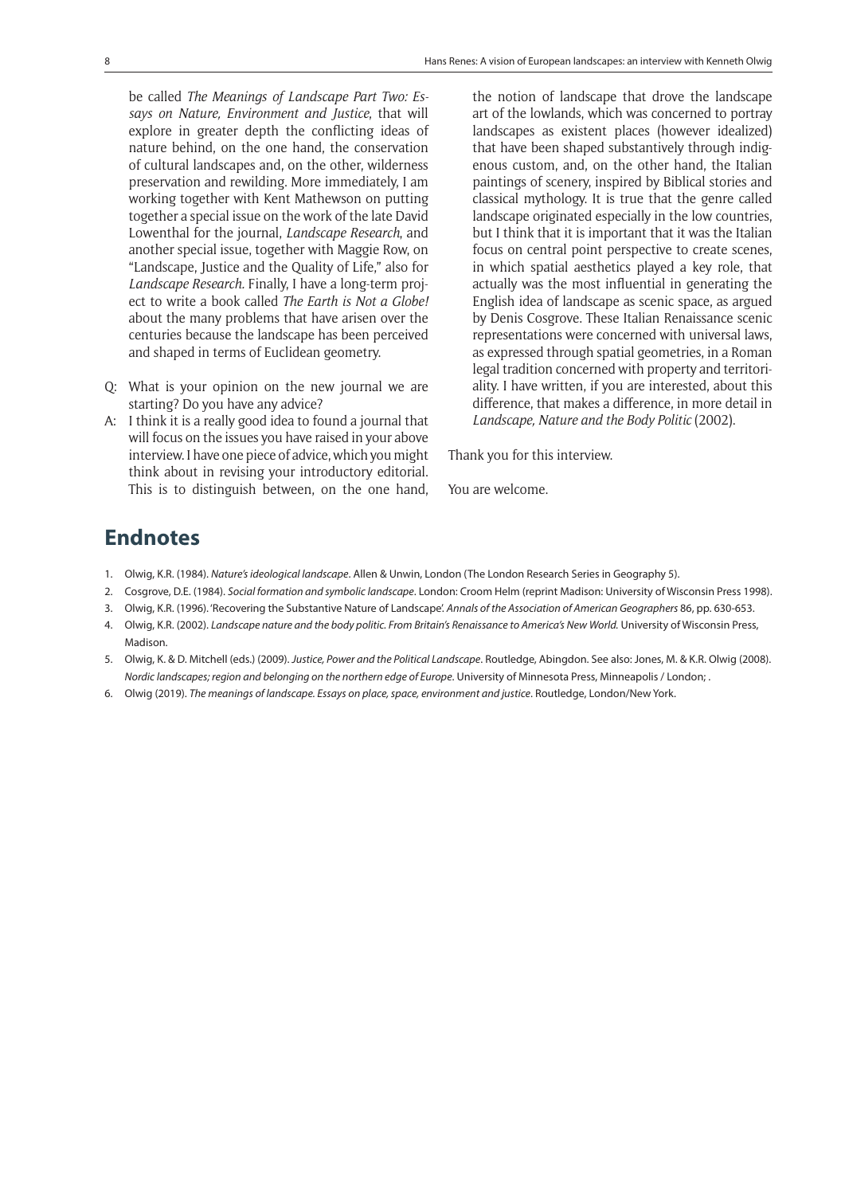be called *The Meanings of Landscape Part Two: Essays on Nature, Environment and Justice*, that will explore in greater depth the conflicting ideas of nature behind, on the one hand, the conservation of cultural landscapes and, on the other, wilderness preservation and rewilding. More immediately, I am working together with Kent Mathewson on putting together a special issue on the work of the late David Lowenthal for the journal, *Landscape Research*, and another special issue, together with Maggie Row, on "Landscape, Justice and the Quality of Life," also for *Landscape Research*. Finally, I have a long-term project to write a book called *The Earth is Not a Globe!* about the many problems that have arisen over the centuries because the landscape has been perceived and shaped in terms of Euclidean geometry.

Q: What is your opinion on the new journal we are starting? Do you have any advice?

A: I think it is a really good idea to found a journal that will focus on the issues you have raised in your above interview. I have one piece of advice, which you might think about in revising your introductory editorial. This is to distinguish between, on the one hand, the notion of landscape that drove the landscape art of the lowlands, which was concerned to portray landscapes as existent places (however idealized) that have been shaped substantively through indigenous custom, and, on the other hand, the Italian paintings of scenery, inspired by Biblical stories and classical mythology. It is true that the genre called landscape originated especially in the low countries, but I think that it is important that it was the Italian focus on central point perspective to create scenes, in which spatial aesthetics played a key role, that actually was the most influential in generating the English idea of landscape as scenic space, as argued by Denis Cosgrove. These Italian Renaissance scenic representations were concerned with universal laws, as expressed through spatial geometries, in a Roman legal tradition concerned with property and territoriality. I have written, if you are interested, about this difference, that makes a difference, in more detail in *Landscape, Nature and the Body Politic* (2002).

Thank you for this interview.

You are welcome.

## Endnotes

1. Olwig, K.R. (1984). *Nature's ideological landscape*. Allen & Unwin, London (The London Research Series in Geography 5).
2. Cosgrove, D.E. (1984). *Social formation and symbolic landscape*. London: Croom Helm (reprint Madison: University of Wisconsin Press 1998).
3. Olwig, K.R. (1996). 'Recovering the Substantive Nature of Landscape'. *Annals of the Association of American Geographers* 86, pp. 630-653.
4. Olwig, K.R. (2002). *Landscape nature and the body politic. From Britain's Renaissance to America's New World.* University of Wisconsin Press, Madison.
5. Olwig, K. & D. Mitchell (eds.) (2009). *Justice, Power and the Political Landscape*. Routledge, Abingdon. See also: Jones, M. & K.R. Olwig (2008). *Nordic landscapes; region and belonging on the northern edge of Europe*. University of Minnesota Press, Minneapolis / London; .
6. Olwig (2019). *The meanings of landscape. Essays on place, space, environment and justice*. Routledge, London/New York.